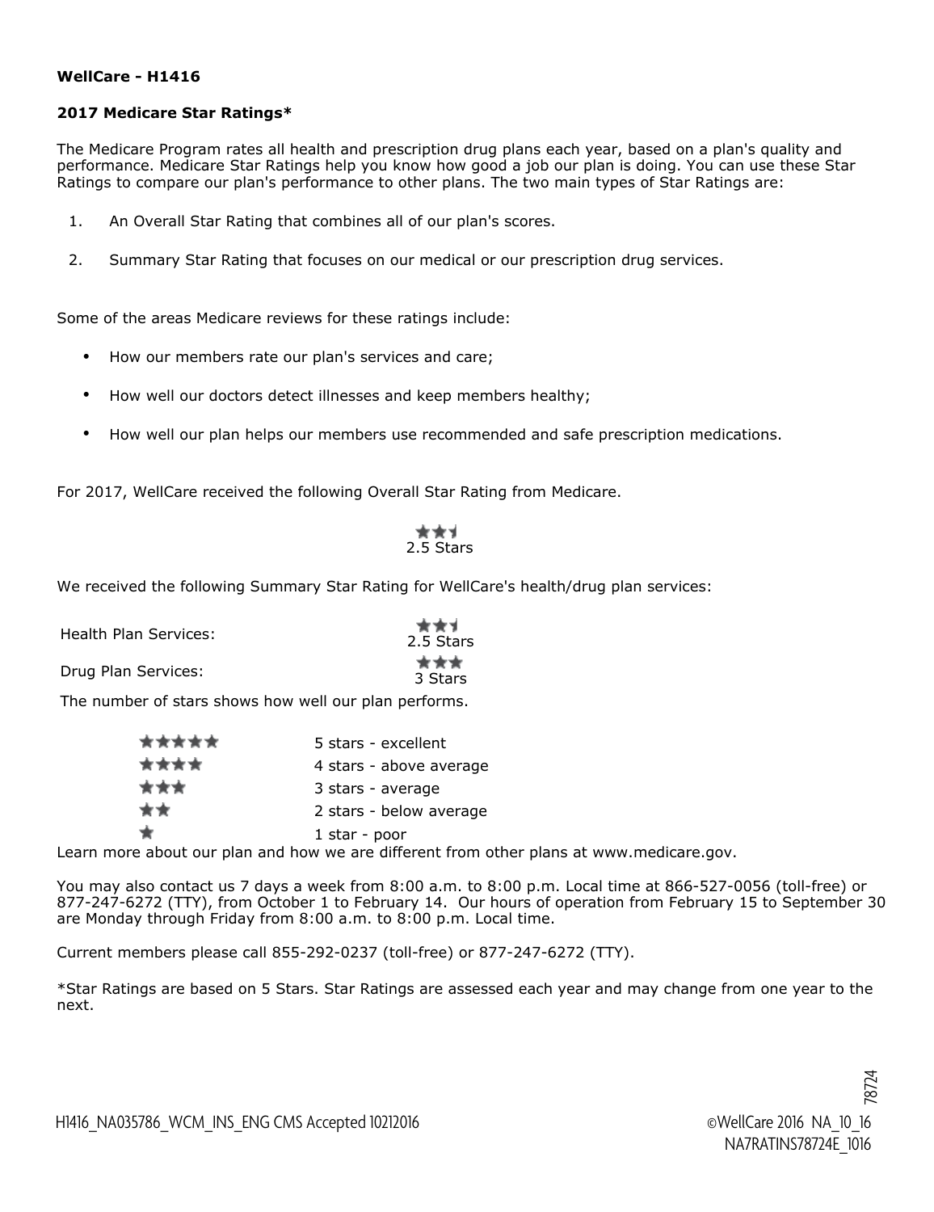**WellCare - H1416**

**2017 Medicare Star Ratings***

The Medicare Program rates all health and prescription drug plans each year, based on a plan's quality and performance. Medicare Star Ratings help you know how good a job our plan is doing. You can use these Star Ratings to compare our plan's performance to other plans. The two main types of Star Ratings are:

1. An Overall Star Rating that combines all of our plan's scores.
2. Summary Star Rating that focuses on our medical or our prescription drug services.

Some of the areas Medicare reviews for these ratings include:

- How our members rate our plan's services and care;
- How well our doctors detect illnesses and keep members healthy;
- How well our plan helps our members use recommended and safe prescription medications.

For 2017, WellCare received the following Overall Star Rating from Medicare.

2.5 Stars

We received the following Summary Star Rating for WellCare's health/drug plan services:

| | |
|---|---|
| Health Plan Services: | 2.5 Stars |
| Drug Plan Services: | 3 Stars |

The number of stars shows how well our plan performs.

| | |
|---|---|
| ★★★★★ | 5 stars - excellent |
| ★★★★ | 4 stars - above average |
| ★★★ | 3 stars - average |
| ★★ | 2 stars - below average |
| ★ | 1 star - poor |

Learn more about our plan and how we are different from other plans at www.medicare.gov.

You may also contact us 7 days a week from 8:00 a.m. to 8:00 p.m. Local time at 866-527-0056 (toll-free) or 877-247-6272 (TTY), from October 1 to February 14. Our hours of operation from February 15 to September 30 are Monday through Friday from 8:00 a.m. to 8:00 p.m. Local time.

Current members please call 855-292-0237 (toll-free) or 877-247-6272 (TTY).

*Star Ratings are based on 5 Stars. Star Ratings are assessed each year and may change from one year to the next.

H1416_NA035786_WCM_INS_ENG CMS Accepted 10212016

©WellCare 2016 NA_10_16
NA7RATINS78724E_1016

78724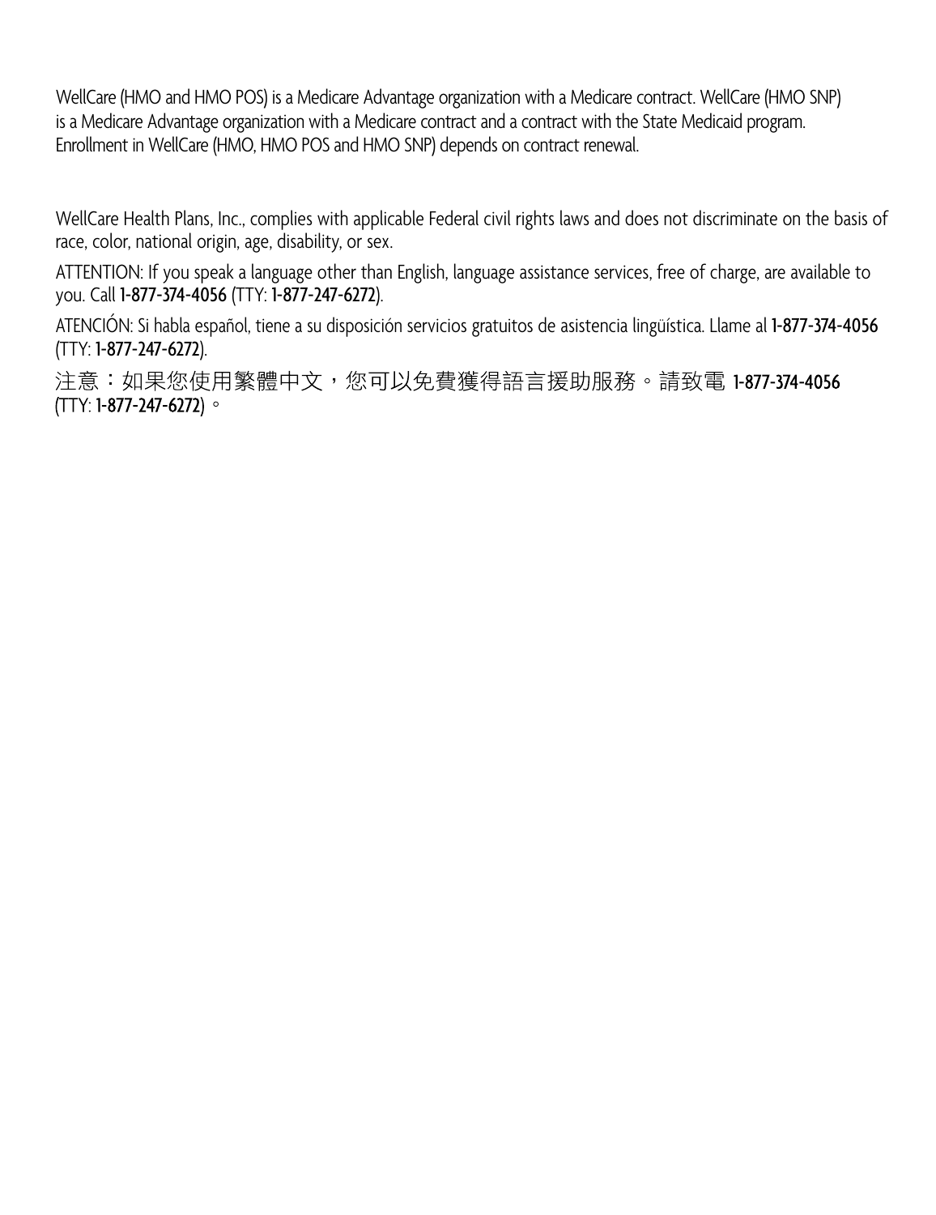WellCare (HMO and HMO POS) is a Medicare Advantage organization with a Medicare contract. WellCare (HMO SNP) is a Medicare Advantage organization with a Medicare contract and a contract with the State Medicaid program. Enrollment in WellCare (HMO, HMO POS and HMO SNP) depends on contract renewal.

WellCare Health Plans, Inc., complies with applicable Federal civil rights laws and does not discriminate on the basis of race, color, national origin, age, disability, or sex.

ATTENTION: If you speak a language other than English, language assistance services, free of charge, are available to you. Call **1-877-374-4056** (TTY: **1-877-247-6272**).

ATENCIÓN: Si habla español, tiene a su disposición servicios gratuitos de asistencia lingüística. Llame al **1-877-374-4056** (TTY: **1-877-247-6272**).

注意：如果您使用繁體中文，您可以免費獲得語言援助服務。請致電 **1-877-374-4056** (TTY: **1-877-247-6272**)。